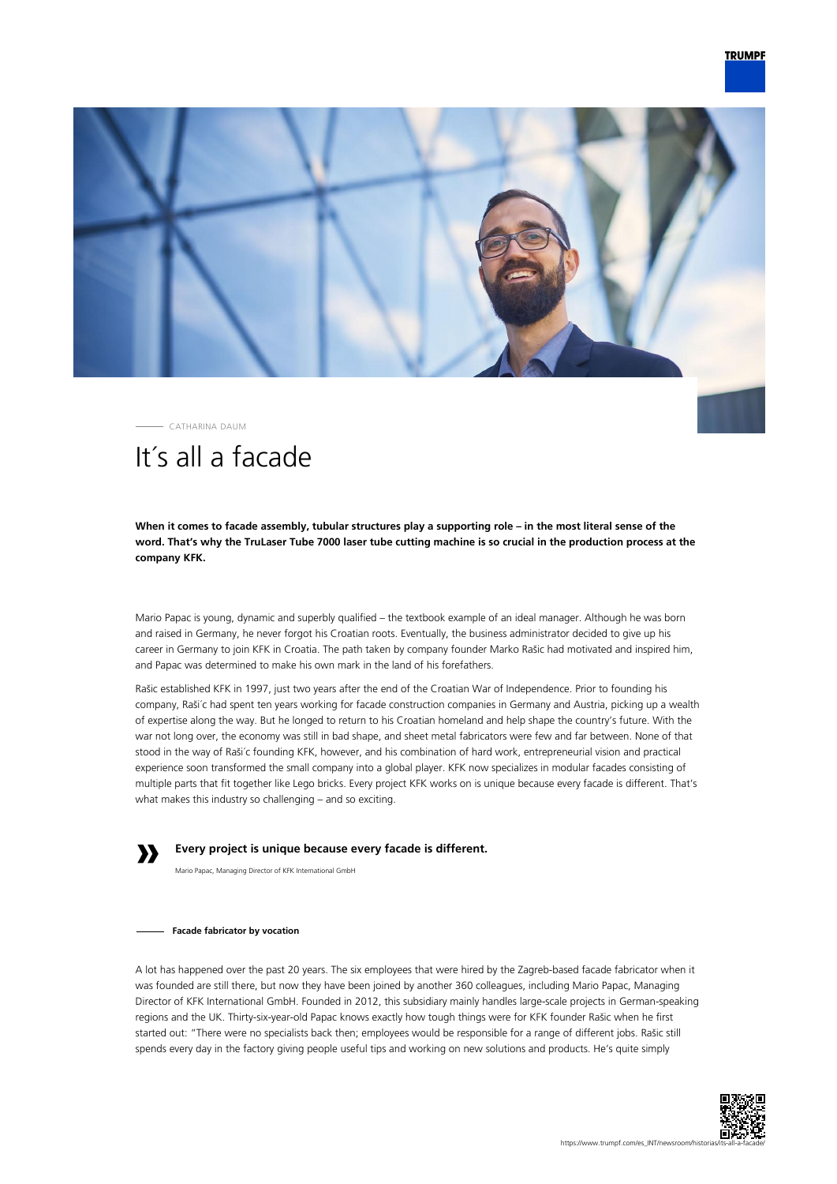CATHARINA DAUM

# It´s all a facade

**When it comes to facade assembly, tubular structures play a supporting role – in the most literal sense of the word. That's why the TruLaser Tube 7000 laser tube cutting machine is so crucial in the production process at the company KFK.**

Mario Papac is young, dynamic and superbly qualified – the textbook example of an ideal manager. Although he was born and raised in Germany, he never forgot his Croatian roots. Eventually, the business administrator decided to give up his career in Germany to join KFK in Croatia. The path taken by company founder Marko Rašic had motivated and inspired him, and Papac was determined to make his own mark in the land of his forefathers.

Rašic established KFK in 1997, just two years after the end of the Croatian War of Independence. Prior to founding his company, Raši´c had spent ten years working for facade construction companies in Germany and Austria, picking up a wealth of expertise along the way. But he longed to return to his Croatian homeland and help shape the country's future. With the war not long over, the economy was still in bad shape, and sheet metal fabricators were few and far between. None of that stood in the way of Raši´c founding KFK, however, and his combination of hard work, entrepreneurial vision and practical experience soon transformed the small company into a global player. KFK now specializes in modular facades consisting of multiple parts that fit together like Lego bricks. Every project KFK works on is unique because every facade is different. That's what makes this industry so challenging – and so exciting.

> **Every project is unique because every facade is different.**
>
> Mario Papac, Managing Director of KFK International GmbH

## Facade fabricator by vocation

A lot has happened over the past 20 years. The six employees that were hired by the Zagreb-based facade fabricator when it was founded are still there, but now they have been joined by another 360 colleagues, including Mario Papac, Managing Director of KFK International GmbH. Founded in 2012, this subsidiary mainly handles large-scale projects in German-speaking regions and the UK. Thirty-six-year-old Papac knows exactly how tough things were for KFK founder Rašic when he first started out: "There were no specialists back then; employees would be responsible for a range of different jobs. Rašic still spends every day in the factory giving people useful tips and working on new solutions and products. He's quite simply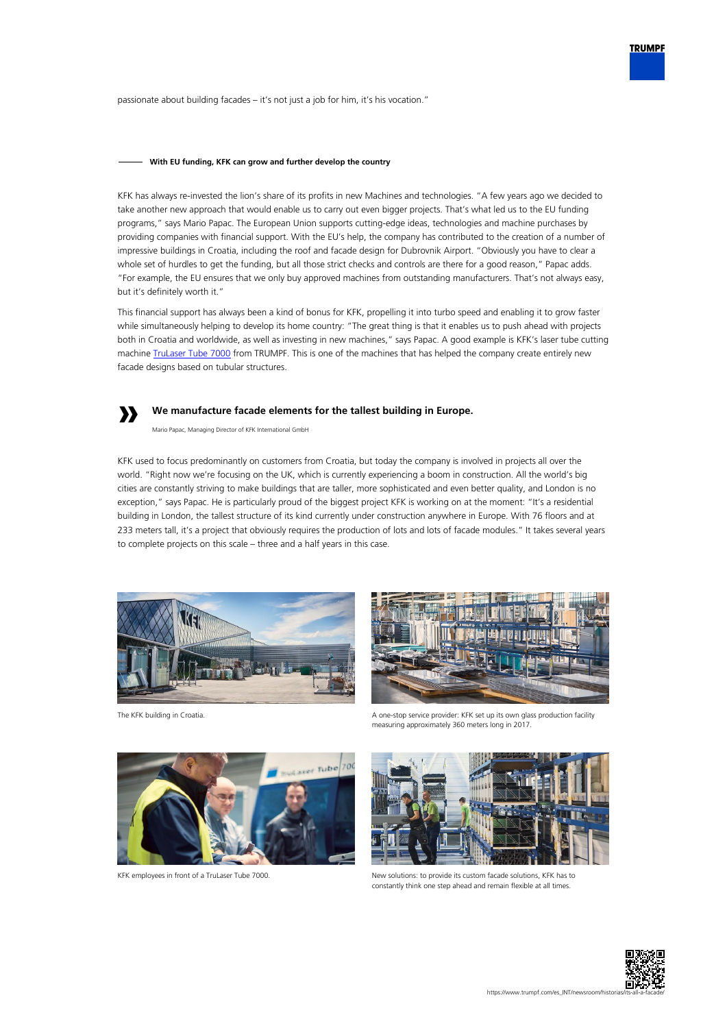passionate about building facades – it's not just a job for him, it's his vocation."

## With EU funding, KFK can grow and further develop the country

KFK has always re-invested the lion's share of its profits in new Machines and technologies. "A few years ago we decided to take another new approach that would enable us to carry out even bigger projects. That's what led us to the EU funding programs," says Mario Papac. The European Union supports cutting-edge ideas, technologies and machine purchases by providing companies with financial support. With the EU's help, the company has contributed to the creation of a number of impressive buildings in Croatia, including the roof and facade design for Dubrovnik Airport. "Obviously you have to clear a whole set of hurdles to get the funding, but all those strict checks and controls are there for a good reason," Papac adds. "For example, the EU ensures that we only buy approved machines from outstanding manufacturers. That's not always easy, but it's definitely worth it."

This financial support has always been a kind of bonus for KFK, propelling it into turbo speed and enabling it to grow faster while simultaneously helping to develop its home country: "The great thing is that it enables us to push ahead with projects both in Croatia and worldwide, as well as investing in new machines," says Papac. A good example is KFK's laser tube cutting machine [TruLaser Tube 7000] from TRUMPF. This is one of the machines that has helped the company create entirely new facade designs based on tubular structures.

> **We manufacture facade elements for the tallest building in Europe.**
>
> Mario Papac, Managing Director of KFK International GmbH

KFK used to focus predominantly on customers from Croatia, but today the company is involved in projects all over the world. "Right now we're focusing on the UK, which is currently experiencing a boom in construction. All the world's big cities are constantly striving to make buildings that are taller, more sophisticated and even better quality, and London is no exception," says Papac. He is particularly proud of the biggest project KFK is working on at the moment: "It's a residential building in London, the tallest structure of its kind currently under construction anywhere in Europe. With 76 floors and at 233 meters tall, it's a project that obviously requires the production of lots and lots of facade modules." It takes several years to complete projects on this scale – three and a half years in this case.

The KFK building in Croatia.

A one-stop service provider: KFK set up its own glass production facility measuring approximately 360 meters long in 2017.

KFK employees in front of a TruLaser Tube 7000.

New solutions: to provide its custom facade solutions, KFK has to constantly think one step ahead and remain flexible at all times.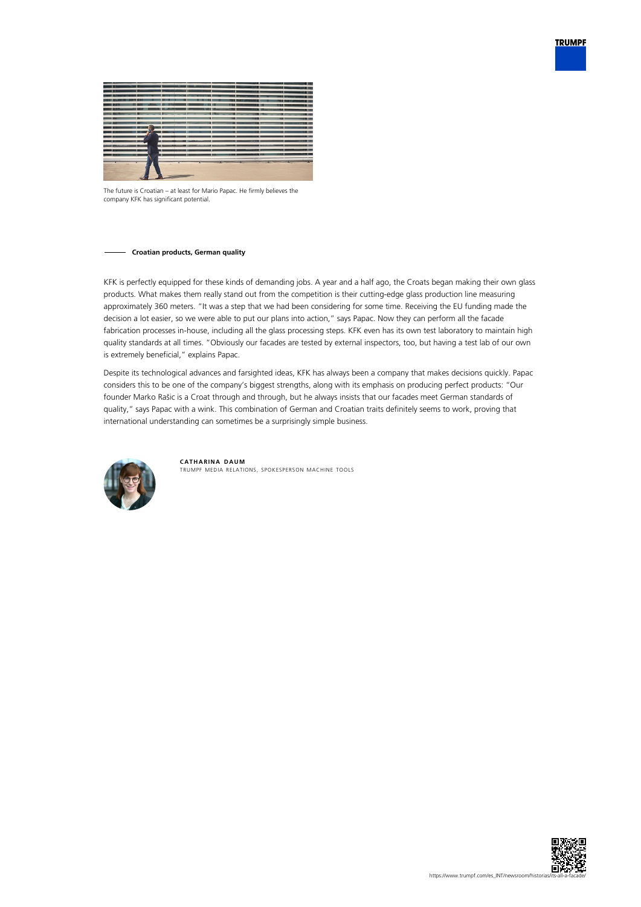The future is Croatian – at least for Mario Papac. He firmly believes the company KFK has significant potential.

## Croatian products, German quality

KFK is perfectly equipped for these kinds of demanding jobs. A year and a half ago, the Croats began making their own glass products. What makes them really stand out from the competition is their cutting-edge glass production line measuring approximately 360 meters. "It was a step that we had been considering for some time. Receiving the EU funding made the decision a lot easier, so we were able to put our plans into action," says Papac. Now they can perform all the facade fabrication processes in-house, including all the glass processing steps. KFK even has its own test laboratory to maintain high quality standards at all times. "Obviously our facades are tested by external inspectors, too, but having a test lab of our own is extremely beneficial," explains Papac.

Despite its technological advances and farsighted ideas, KFK has always been a company that makes decisions quickly. Papac considers this to be one of the company's biggest strengths, along with its emphasis on producing perfect products: "Our founder Marko Rašic is a Croat through and through, but he always insists that our facades meet German standards of quality," says Papac with a wink. This combination of German and Croatian traits definitely seems to work, proving that international understanding can sometimes be a surprisingly simple business.

**CATHARINA DAUM**
TRUMPF MEDIA RELATIONS, SPOKESPERSON MACHINE TOOLS

https://www.trumpf.com/es_INT/newsroom/historias/its-all-a-facade/